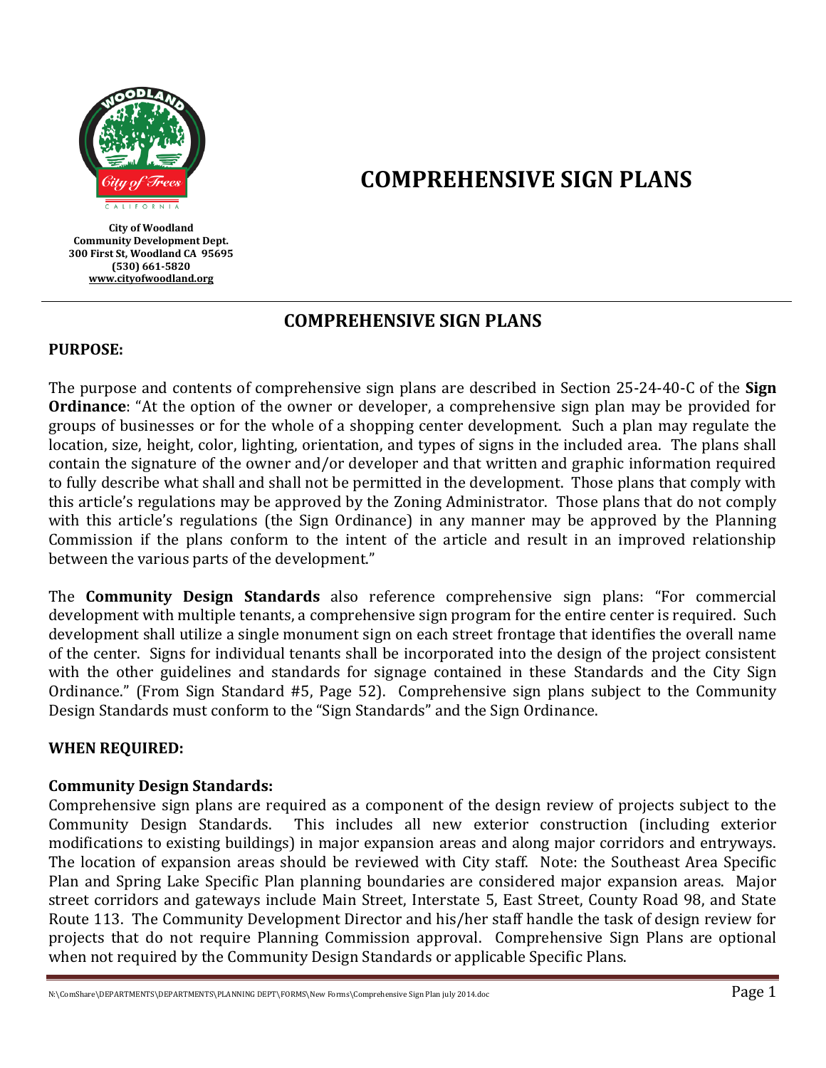City of Woodland
Community Development Dept.
300 First St, Woodland CA 95695
(530) 661-5820
www.cityofwoodland.org

# COMPREHENSIVE SIGN PLANS

## COMPREHENSIVE SIGN PLANS

**PURPOSE:**

The purpose and contents of comprehensive sign plans are described in Section 25-24-40-C of the **Sign Ordinance**: "At the option of the owner or developer, a comprehensive sign plan may be provided for groups of businesses or for the whole of a shopping center development. Such a plan may regulate the location, size, height, color, lighting, orientation, and types of signs in the included area. The plans shall contain the signature of the owner and/or developer and that written and graphic information required to fully describe what shall and shall not be permitted in the development. Those plans that comply with this article's regulations may be approved by the Zoning Administrator. Those plans that do not comply with this article's regulations (the Sign Ordinance) in any manner may be approved by the Planning Commission if the plans conform to the intent of the article and result in an improved relationship between the various parts of the development."

The **Community Design Standards** also reference comprehensive sign plans: "For commercial development with multiple tenants, a comprehensive sign program for the entire center is required. Such development shall utilize a single monument sign on each street frontage that identifies the overall name of the center. Signs for individual tenants shall be incorporated into the design of the project consistent with the other guidelines and standards for signage contained in these Standards and the City Sign Ordinance." (From Sign Standard #5, Page 52). Comprehensive sign plans subject to the Community Design Standards must conform to the "Sign Standards" and the Sign Ordinance.

**WHEN REQUIRED:**

**Community Design Standards:**

Comprehensive sign plans are required as a component of the design review of projects subject to the Community Design Standards. This includes all new exterior construction (including exterior modifications to existing buildings) in major expansion areas and along major corridors and entryways. The location of expansion areas should be reviewed with City staff. Note: the Southeast Area Specific Plan and Spring Lake Specific Plan planning boundaries are considered major expansion areas. Major street corridors and gateways include Main Street, Interstate 5, East Street, County Road 98, and State Route 113. The Community Development Director and his/her staff handle the task of design review for projects that do not require Planning Commission approval. Comprehensive Sign Plans are optional when not required by the Community Design Standards or applicable Specific Plans.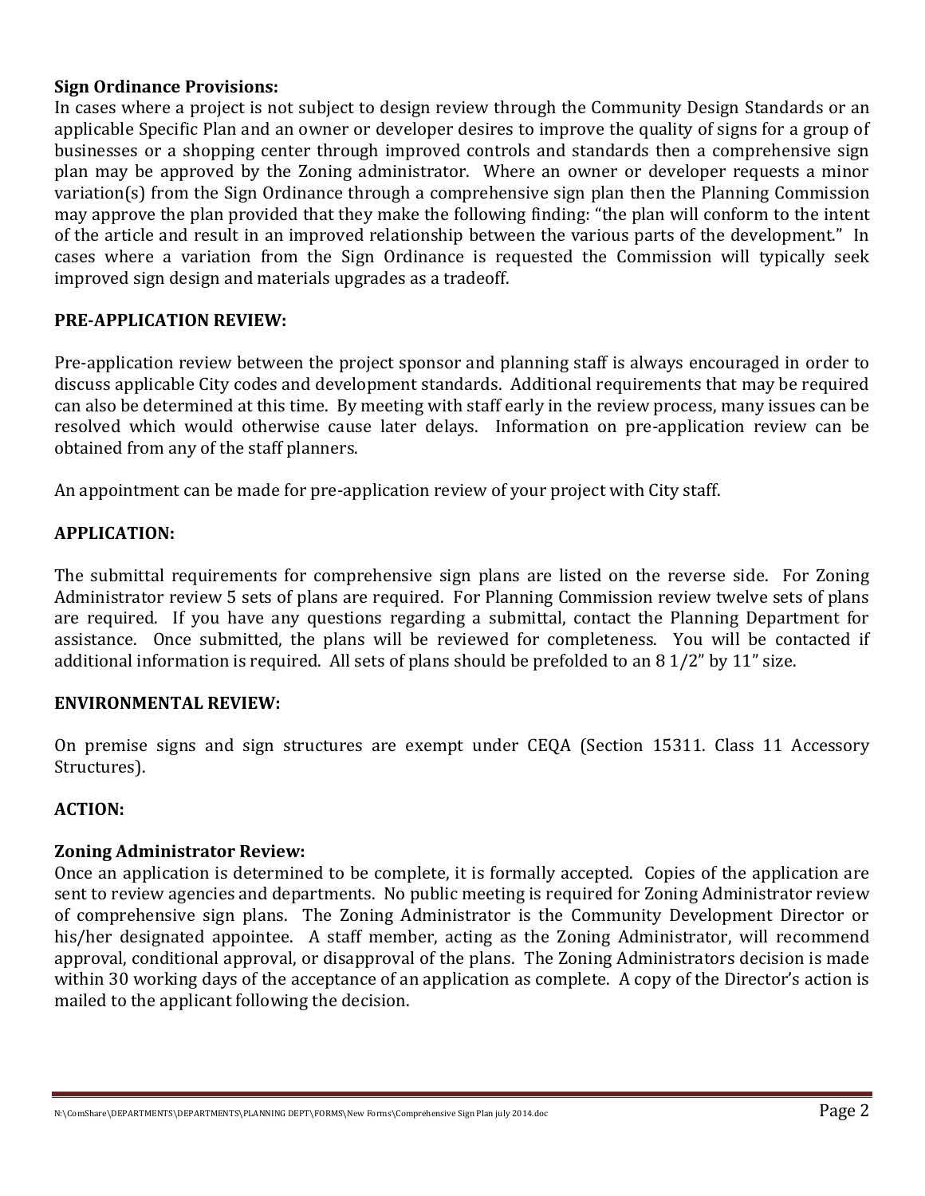**Sign Ordinance Provisions:**
In cases where a project is not subject to design review through the Community Design Standards or an applicable Specific Plan and an owner or developer desires to improve the quality of signs for a group of businesses or a shopping center through improved controls and standards then a comprehensive sign plan may be approved by the Zoning administrator. Where an owner or developer requests a minor variation(s) from the Sign Ordinance through a comprehensive sign plan then the Planning Commission may approve the plan provided that they make the following finding: "the plan will conform to the intent of the article and result in an improved relationship between the various parts of the development." In cases where a variation from the Sign Ordinance is requested the Commission will typically seek improved sign design and materials upgrades as a tradeoff.

## PRE-APPLICATION REVIEW:

Pre-application review between the project sponsor and planning staff is always encouraged in order to discuss applicable City codes and development standards. Additional requirements that may be required can also be determined at this time. By meeting with staff early in the review process, many issues can be resolved which would otherwise cause later delays. Information on pre-application review can be obtained from any of the staff planners.

An appointment can be made for pre-application review of your project with City staff.

## APPLICATION:

The submittal requirements for comprehensive sign plans are listed on the reverse side. For Zoning Administrator review 5 sets of plans are required. For Planning Commission review twelve sets of plans are required. If you have any questions regarding a submittal, contact the Planning Department for assistance. Once submitted, the plans will be reviewed for completeness. You will be contacted if additional information is required. All sets of plans should be prefolded to an 8 1/2" by 11" size.

## ENVIRONMENTAL REVIEW:

On premise signs and sign structures are exempt under CEQA (Section 15311. Class 11 Accessory Structures).

## ACTION:

**Zoning Administrator Review:**
Once an application is determined to be complete, it is formally accepted. Copies of the application are sent to review agencies and departments. No public meeting is required for Zoning Administrator review of comprehensive sign plans. The Zoning Administrator is the Community Development Director or his/her designated appointee. A staff member, acting as the Zoning Administrator, will recommend approval, conditional approval, or disapproval of the plans. The Zoning Administrators decision is made within 30 working days of the acceptance of an application as complete. A copy of the Director's action is mailed to the applicant following the decision.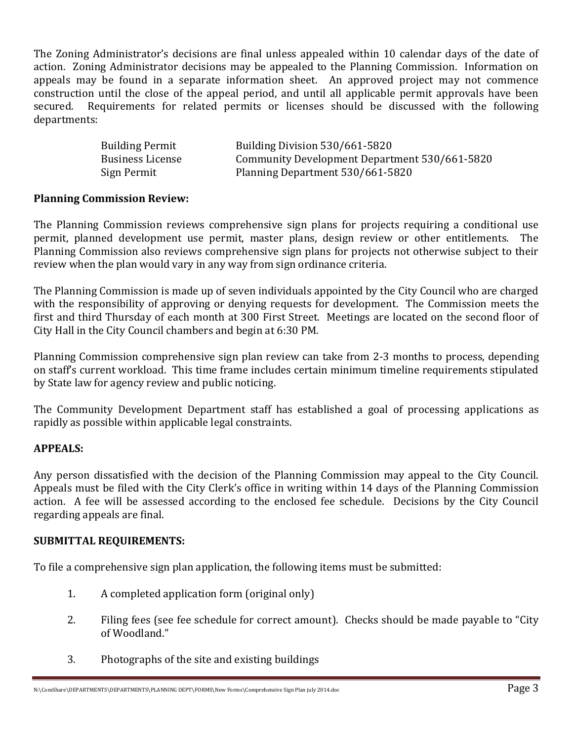The Zoning Administrator's decisions are final unless appealed within 10 calendar days of the date of action. Zoning Administrator decisions may be appealed to the Planning Commission. Information on appeals may be found in a separate information sheet. An approved project may not commence construction until the close of the appeal period, and until all applicable permit approvals have been secured. Requirements for related permits or licenses should be discussed with the following departments:

| | |
|---|---|
| Building Permit | Building Division 530/661-5820 |
| Business License | Community Development Department 530/661-5820 |
| Sign Permit | Planning Department 530/661-5820 |

**Planning Commission Review:**

The Planning Commission reviews comprehensive sign plans for projects requiring a conditional use permit, planned development use permit, master plans, design review or other entitlements. The Planning Commission also reviews comprehensive sign plans for projects not otherwise subject to their review when the plan would vary in any way from sign ordinance criteria.

The Planning Commission is made up of seven individuals appointed by the City Council who are charged with the responsibility of approving or denying requests for development. The Commission meets the first and third Thursday of each month at 300 First Street. Meetings are located on the second floor of City Hall in the City Council chambers and begin at 6:30 PM.

Planning Commission comprehensive sign plan review can take from 2-3 months to process, depending on staff's current workload. This time frame includes certain minimum timeline requirements stipulated by State law for agency review and public noticing.

The Community Development Department staff has established a goal of processing applications as rapidly as possible within applicable legal constraints.

**APPEALS:**

Any person dissatisfied with the decision of the Planning Commission may appeal to the City Council. Appeals must be filed with the City Clerk's office in writing within 14 days of the Planning Commission action. A fee will be assessed according to the enclosed fee schedule. Decisions by the City Council regarding appeals are final.

**SUBMITTAL REQUIREMENTS:**

To file a comprehensive sign plan application, the following items must be submitted:

1. A completed application form (original only)

2. Filing fees (see fee schedule for correct amount). Checks should be made payable to "City of Woodland."

3. Photographs of the site and existing buildings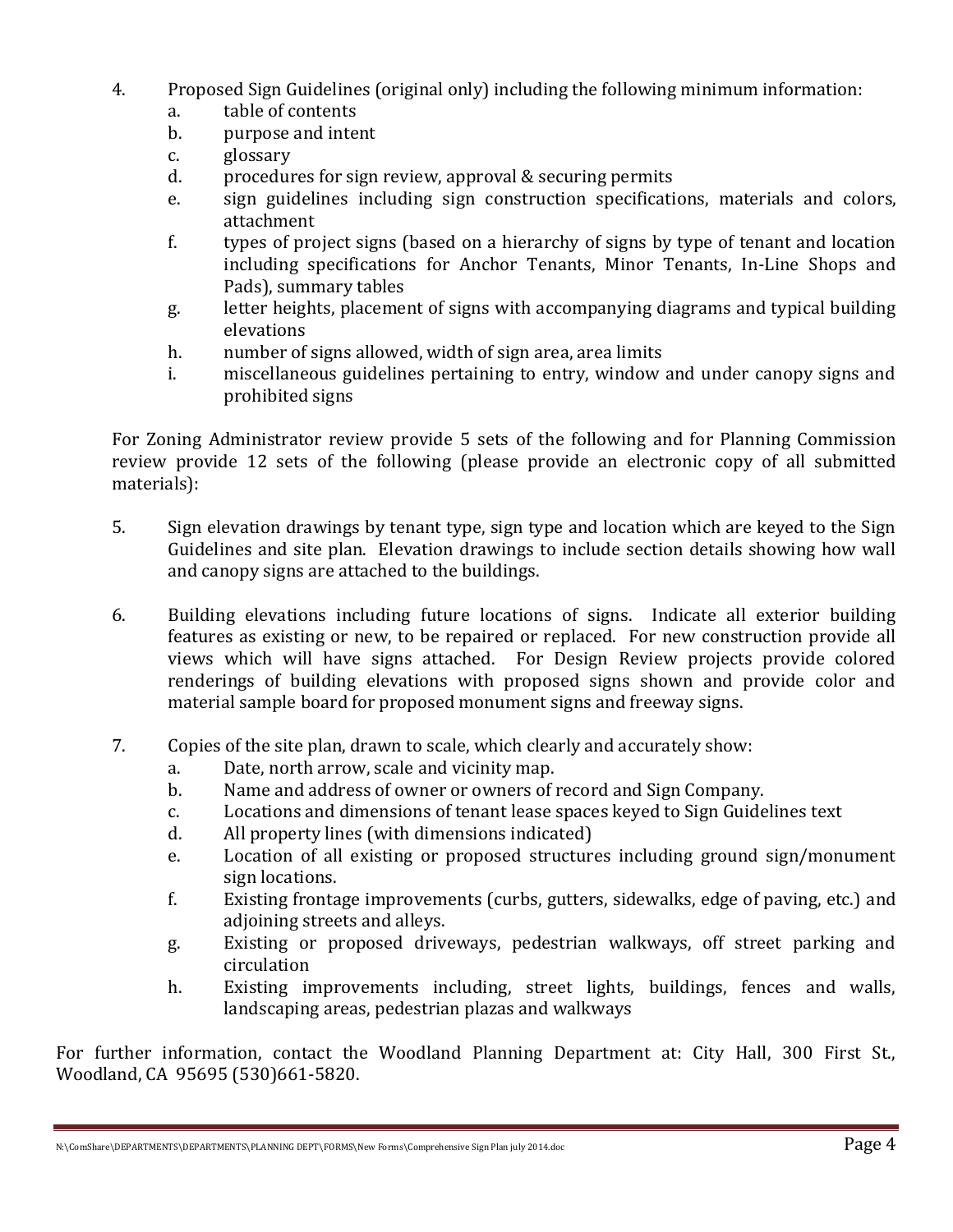4. Proposed Sign Guidelines (original only) including the following minimum information:
   a. table of contents
   b. purpose and intent
   c. glossary
   d. procedures for sign review, approval & securing permits
   e. sign guidelines including sign construction specifications, materials and colors, attachment
   f. types of project signs (based on a hierarchy of signs by type of tenant and location including specifications for Anchor Tenants, Minor Tenants, In-Line Shops and Pads), summary tables
   g. letter heights, placement of signs with accompanying diagrams and typical building elevations
   h. number of signs allowed, width of sign area, area limits
   i. miscellaneous guidelines pertaining to entry, window and under canopy signs and prohibited signs

For Zoning Administrator review provide 5 sets of the following and for Planning Commission review provide 12 sets of the following (please provide an electronic copy of all submitted materials):

5. Sign elevation drawings by tenant type, sign type and location which are keyed to the Sign Guidelines and site plan. Elevation drawings to include section details showing how wall and canopy signs are attached to the buildings.

6. Building elevations including future locations of signs. Indicate all exterior building features as existing or new, to be repaired or replaced. For new construction provide all views which will have signs attached. For Design Review projects provide colored renderings of building elevations with proposed signs shown and provide color and material sample board for proposed monument signs and freeway signs.

7. Copies of the site plan, drawn to scale, which clearly and accurately show:
   a. Date, north arrow, scale and vicinity map.
   b. Name and address of owner or owners of record and Sign Company.
   c. Locations and dimensions of tenant lease spaces keyed to Sign Guidelines text
   d. All property lines (with dimensions indicated)
   e. Location of all existing or proposed structures including ground sign/monument sign locations.
   f. Existing frontage improvements (curbs, gutters, sidewalks, edge of paving, etc.) and adjoining streets and alleys.
   g. Existing or proposed driveways, pedestrian walkways, off street parking and circulation
   h. Existing improvements including, street lights, buildings, fences and walls, landscaping areas, pedestrian plazas and walkways

For further information, contact the Woodland Planning Department at: City Hall, 300 First St., Woodland, CA 95695 (530)661-5820.